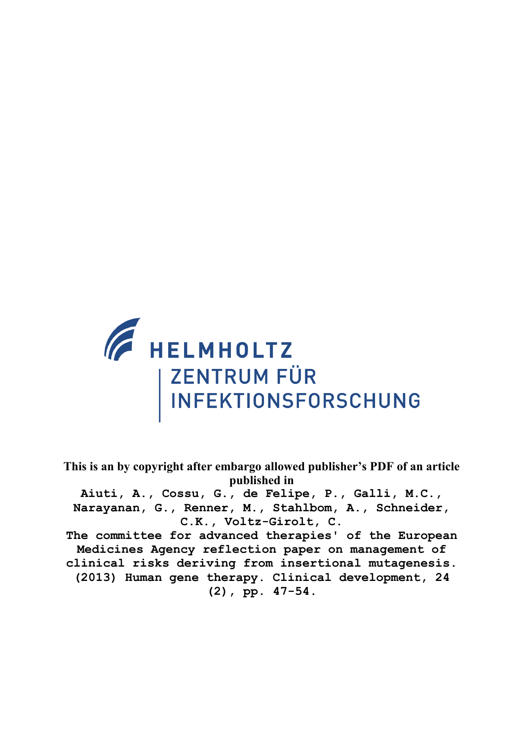HELMHOLTZ

ZENTRUM FÜR INFEKTIONSFORSCHUNG

**This is an by copyright after embargo allowed publisher's PDF of an article published in**

Aiuti, A., Cossu, G., de Felipe, P., Galli, M.C., Narayanan, G., Renner, M., Stahlbom, A., Schneider, C.K., Voltz-Girolt, C.

The committee for advanced therapies' of the European Medicines Agency reflection paper on management of clinical risks deriving from insertional mutagenesis. (2013) Human gene therapy. Clinical development, 24 (2), pp. 47-54.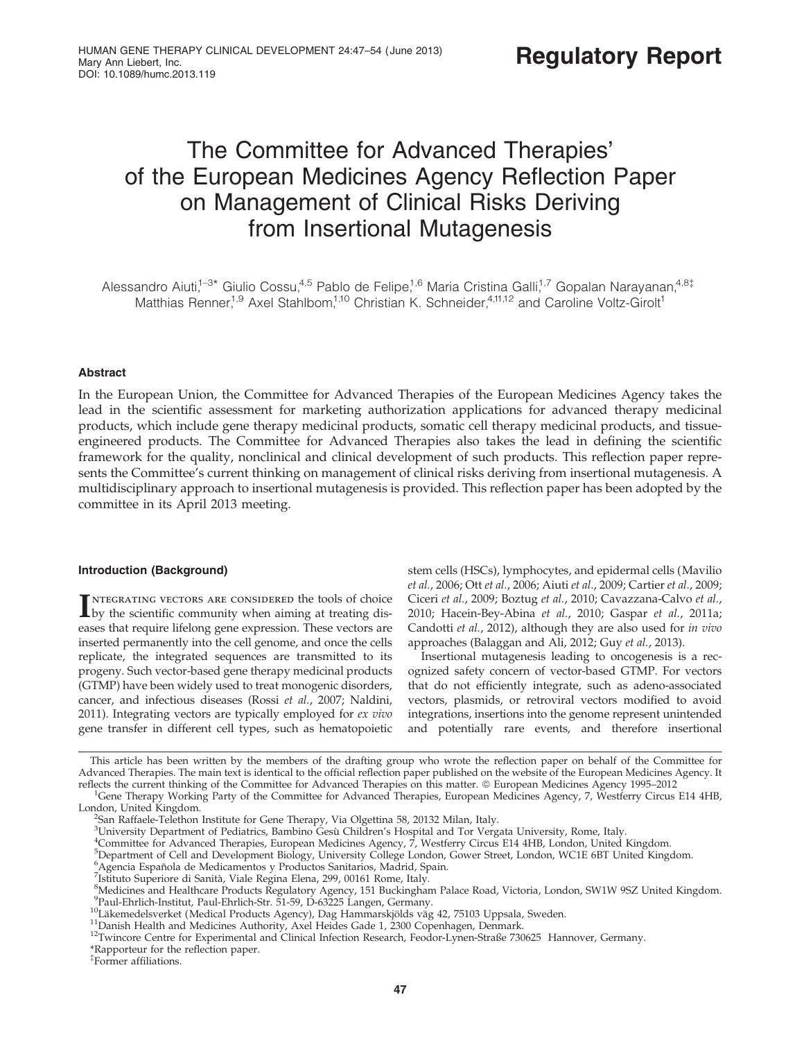# The Committee for Advanced Therapies' of the European Medicines Agency Reflection Paper on Management of Clinical Risks Deriving from Insertional Mutagenesis

Alessandro Aiuti,[1–3*] Giulio Cossu,[4,5] Pablo de Felipe,[1,6] Maria Cristina Galli,[1,7] Gopalan Narayanan,[4,8‡] Matthias Renner,[1,9] Axel Stahlbom,[1,10] Christian K. Schneider,[4,11,12] and Caroline Voltz-Girolt[1]

### Abstract

In the European Union, the Committee for Advanced Therapies of the European Medicines Agency takes the lead in the scientific assessment for marketing authorization applications for advanced therapy medicinal products, which include gene therapy medicinal products, somatic cell therapy medicinal products, and tissue-engineered products. The Committee for Advanced Therapies also takes the lead in defining the scientific framework for the quality, nonclinical and clinical development of such products. This reflection paper represents the Committee's current thinking on management of clinical risks deriving from insertional mutagenesis. A multidisciplinary approach to insertional mutagenesis is provided. This reflection paper has been adopted by the committee in its April 2013 meeting.

### Introduction (Background)

Integrating vectors are considered the tools of choice by the scientific community when aiming at treating diseases that require lifelong gene expression. These vectors are inserted permanently into the cell genome, and once the cells replicate, the integrated sequences are transmitted to its progeny. Such vector-based gene therapy medicinal products (GTMP) have been widely used to treat monogenic disorders, cancer, and infectious diseases (Rossi *et al.*, 2007; Naldini, 2011). Integrating vectors are typically employed for *ex vivo* gene transfer in different cell types, such as hematopoietic stem cells (HSCs), lymphocytes, and epidermal cells (Mavilio *et al.*, 2006; Ott *et al.*, 2006; Aiuti *et al.*, 2009; Cartier *et al.*, 2009; Ciceri *et al.*, 2009; Boztug *et al.*, 2010; Cavazzana-Calvo *et al.*, 2010; Hacein-Bey-Abina *et al.*, 2010; Gaspar *et al.*, 2011a; Candotti *et al.*, 2012), although they are also used for *in vivo* approaches (Balaggan and Ali, 2012; Guy *et al.*, 2013).

Insertional mutagenesis leading to oncogenesis is a recognized safety concern of vector-based GTMP. For vectors that do not efficiently integrate, such as adeno-associated vectors, plasmids, or retroviral vectors modified to avoid integrations, insertions into the genome represent unintended and potentially rare events, and therefore insertional

---

This article has been written by the members of the drafting group who wrote the reflection paper on behalf of the Committee for Advanced Therapies. The main text is identical to the official reflection paper published on the website of the European Medicines Agency. It reflects the current thinking of the Committee for Advanced Therapies on this matter. © European Medicines Agency 1995–2012

[1]Gene Therapy Working Party of the Committee for Advanced Therapies, European Medicines Agency, 7, Westferry Circus E14 4HB, London, United Kingdom.
[2]San Raffaele-Telethon Institute for Gene Therapy, Via Olgettina 58, 20132 Milan, Italy.
[3]University Department of Pediatrics, Bambino Gesù Children's Hospital and Tor Vergata University, Rome, Italy.
[4]Committee for Advanced Therapies, European Medicines Agency, 7, Westferry Circus E14 4HB, London, United Kingdom.
[5]Department of Cell and Development Biology, University College London, Gower Street, London, WC1E 6BT United Kingdom.
[6]Agencia Española de Medicamentos y Productos Sanitarios, Madrid, Spain.
[7]Istituto Superiore di Sanità, Viale Regina Elena, 299, 00161 Rome, Italy.
[8]Medicines and Healthcare Products Regulatory Agency, 151 Buckingham Palace Road, Victoria, London, SW1W 9SZ United Kingdom.
[9]Paul-Ehrlich-Institut, Paul-Ehrlich-Str. 51-59, D-63225 Langen, Germany.
[10]Läkemedelsverket (Medical Products Agency), Dag Hammarskjölds väg 42, 75103 Uppsala, Sweden.
[11]Danish Health and Medicines Authority, Axel Heides Gade 1, 2300 Copenhagen, Denmark.
[12]Twincore Centre for Experimental and Clinical Infection Research, Feodor-Lynen-Straße 730625 Hannover, Germany.
*Rapporteur for the reflection paper.
‡Former affiliations.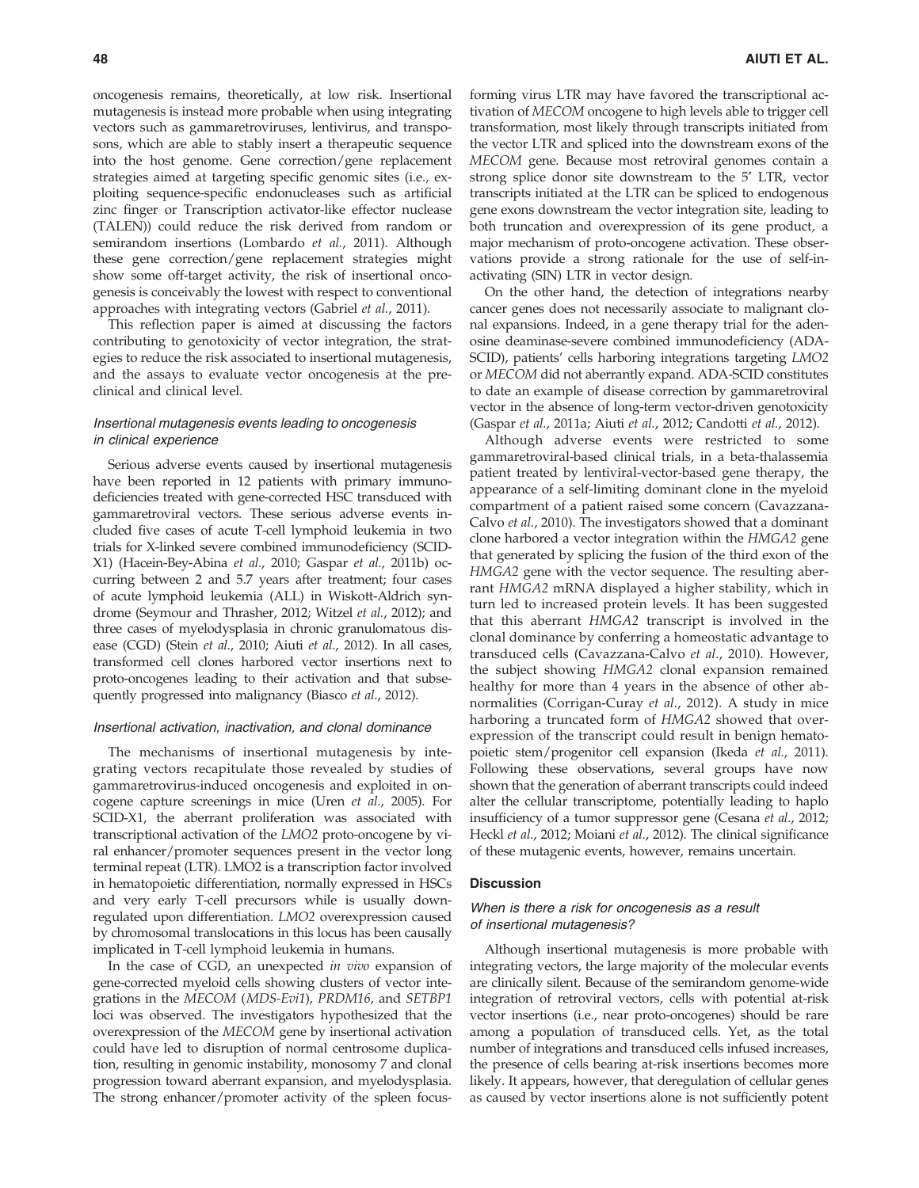oncogenesis remains, theoretically, at low risk. Insertional mutagenesis is instead more probable when using integrating vectors such as gammaretroviruses, lentivirus, and transposons, which are able to stably insert a therapeutic sequence into the host genome. Gene correction/gene replacement strategies aimed at targeting specific genomic sites (i.e., exploiting sequence-specific endonucleases such as artificial zinc finger or Transcription activator-like effector nuclease (TALEN)) could reduce the risk derived from random or semirandom insertions (Lombardo *et al.*, 2011). Although these gene correction/gene replacement strategies might show some off-target activity, the risk of insertional oncogenesis is conceivably the lowest with respect to conventional approaches with integrating vectors (Gabriel *et al.*, 2011).

This reflection paper is aimed at discussing the factors contributing to genotoxicity of vector integration, the strategies to reduce the risk associated to insertional mutagenesis, and the assays to evaluate vector oncogenesis at the preclinical and clinical level.

### *Insertional mutagenesis events leading to oncogenesis in clinical experience*

Serious adverse events caused by insertional mutagenesis have been reported in 12 patients with primary immunodeficiencies treated with gene-corrected HSC transduced with gammaretroviral vectors. These serious adverse events included five cases of acute T-cell lymphoid leukemia in two trials for X-linked severe combined immunodeficiency (SCID-X1) (Hacein-Bey-Abina *et al.*, 2010; Gaspar *et al.*, 2011b) occurring between 2 and 5.7 years after treatment; four cases of acute lymphoid leukemia (ALL) in Wiskott-Aldrich syndrome (Seymour and Thrasher, 2012; Witzel *et al.*, 2012); and three cases of myelodysplasia in chronic granulomatous disease (CGD) (Stein *et al.*, 2010; Aiuti *et al.*, 2012). In all cases, transformed cell clones harbored vector insertions next to proto-oncogenes leading to their activation and that subsequently progressed into malignancy (Biasco *et al.*, 2012).

### *Insertional activation, inactivation, and clonal dominance*

The mechanisms of insertional mutagenesis by integrating vectors recapitulate those revealed by studies of gammaretrovirus-induced oncogenesis and exploited in oncogene capture screenings in mice (Uren *et al.*, 2005). For SCID-X1, the aberrant proliferation was associated with transcriptional activation of the *LMO2* proto-oncogene by viral enhancer/promoter sequences present in the vector long terminal repeat (LTR). LMO2 is a transcription factor involved in hematopoietic differentiation, normally expressed in HSCs and very early T-cell precursors while is usually downregulated upon differentiation. *LMO2* overexpression caused by chromosomal translocations in this locus has been causally implicated in T-cell lymphoid leukemia in humans.

In the case of CGD, an unexpected *in vivo* expansion of gene-corrected myeloid cells showing clusters of vector integrations in the *MECOM* (*MDS-Evi1*), *PRDM16*, and *SETBP1* loci was observed. The investigators hypothesized that the overexpression of the *MECOM* gene by insertional activation could have led to disruption of normal centrosome duplication, resulting in genomic instability, monosomy 7 and clonal progression toward aberrant expansion, and myelodysplasia. The strong enhancer/promoter activity of the spleen focus-forming virus LTR may have favored the transcriptional activation of *MECOM* oncogene to high levels able to trigger cell transformation, most likely through transcripts initiated from the vector LTR and spliced into the downstream exons of the *MECOM* gene. Because most retroviral genomes contain a strong splice donor site downstream to the 5′ LTR, vector transcripts initiated at the LTR can be spliced to endogenous gene exons downstream the vector integration site, leading to both truncation and overexpression of its gene product, a major mechanism of proto-oncogene activation. These observations provide a strong rationale for the use of self-inactivating (SIN) LTR in vector design.

On the other hand, the detection of integrations nearby cancer genes does not necessarily associate to malignant clonal expansions. Indeed, in a gene therapy trial for the adenosine deaminase-severe combined immunodeficiency (ADA-SCID), patients' cells harboring integrations targeting *LMO2* or *MECOM* did not aberrantly expand. ADA-SCID constitutes to date an example of disease correction by gammaretroviral vector in the absence of long-term vector-driven genotoxicity (Gaspar *et al.*, 2011a; Aiuti *et al.*, 2012; Candotti *et al.*, 2012).

Although adverse events were restricted to some gammaretroviral-based clinical trials, in a beta-thalassemia patient treated by lentiviral-vector-based gene therapy, the appearance of a self-limiting dominant clone in the myeloid compartment of a patient raised some concern (Cavazzana-Calvo *et al.*, 2010). The investigators showed that a dominant clone harbored a vector integration within the *HMGA2* gene that generated by splicing the fusion of the third exon of the *HMGA2* gene with the vector sequence. The resulting aberrant *HMGA2* mRNA displayed a higher stability, which in turn led to increased protein levels. It has been suggested that this aberrant *HMGA2* transcript is involved in the clonal dominance by conferring a homeostatic advantage to transduced cells (Cavazzana-Calvo *et al.*, 2010). However, the subject showing *HMGA2* clonal expansion remained healthy for more than 4 years in the absence of other abnormalities (Corrigan-Curay *et al.*, 2012). A study in mice harboring a truncated form of *HMGA2* showed that overexpression of the transcript could result in benign hematopoietic stem/progenitor cell expansion (Ikeda *et al.*, 2011). Following these observations, several groups have now shown that the generation of aberrant transcripts could indeed alter the cellular transcriptome, potentially leading to haplo insufficiency of a tumor suppressor gene (Cesana *et al.*, 2012; Heckl *et al.*, 2012; Moiani *et al.*, 2012). The clinical significance of these mutagenic events, however, remains uncertain.

## Discussion

### *When is there a risk for oncogenesis as a result of insertional mutagenesis?*

Although insertional mutagenesis is more probable with integrating vectors, the large majority of the molecular events are clinically silent. Because of the semirandom genome-wide integration of retroviral vectors, cells with potential at-risk vector insertions (i.e., near proto-oncogenes) should be rare among a population of transduced cells. Yet, as the total number of integrations and transduced cells infused increases, the presence of cells bearing at-risk insertions becomes more likely. It appears, however, that deregulation of cellular genes as caused by vector insertions alone is not sufficiently potent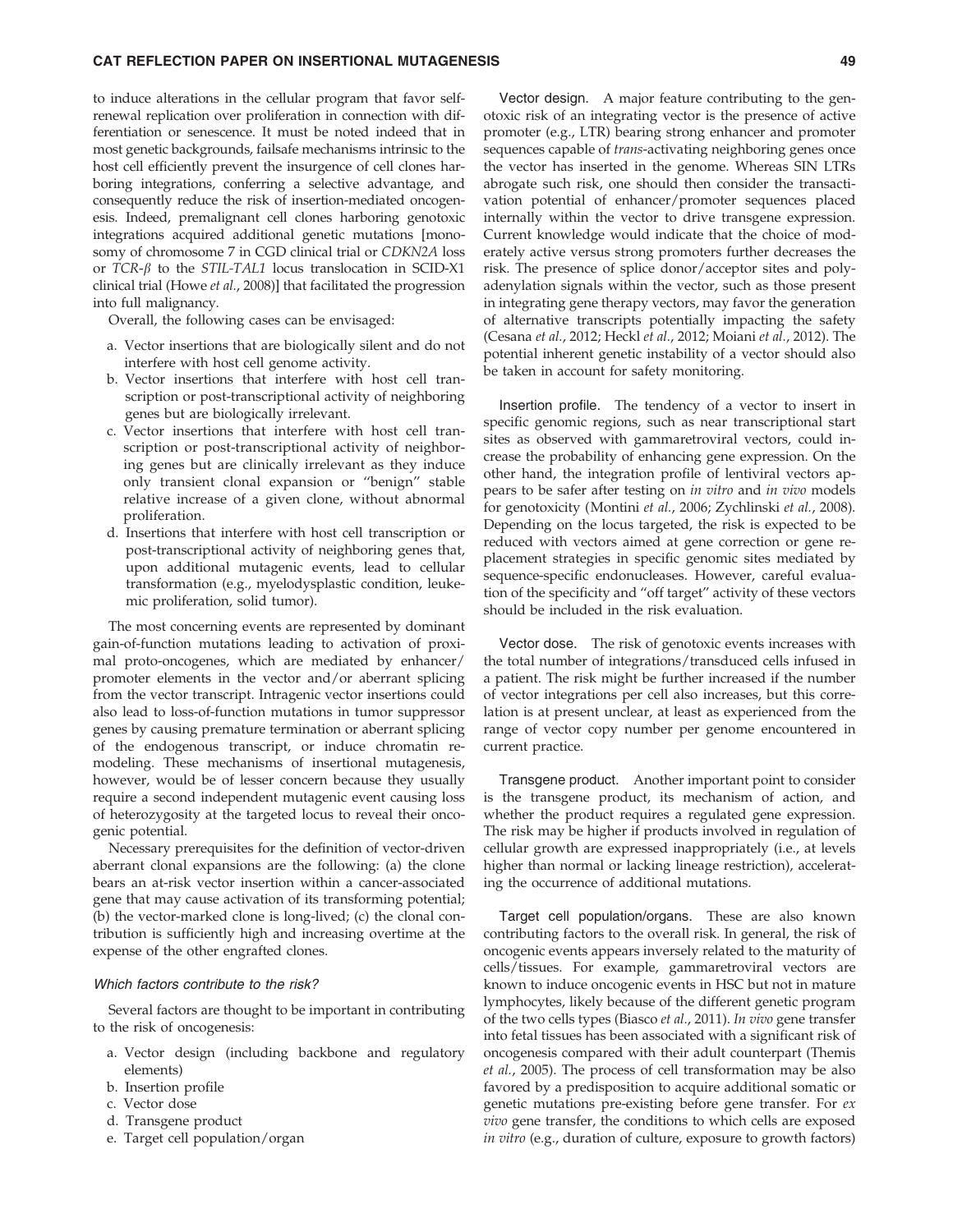to induce alterations in the cellular program that favor self-renewal replication over proliferation in connection with differentiation or senescence. It must be noted indeed that in most genetic backgrounds, failsafe mechanisms intrinsic to the host cell efficiently prevent the insurgence of cell clones harboring integrations, conferring a selective advantage, and consequently reduce the risk of insertion-mediated oncogenesis. Indeed, premalignant cell clones harboring genotoxic integrations acquired additional genetic mutations [monosomy of chromosome 7 in CGD clinical trial or *CDKN2A* loss or *TCR-β* to the *STIL-TAL1* locus translocation in SCID-X1 clinical trial (Howe *et al.*, 2008)] that facilitated the progression into full malignancy.

Overall, the following cases can be envisaged:

a. Vector insertions that are biologically silent and do not interfere with host cell genome activity.
b. Vector insertions that interfere with host cell transcription or post-transcriptional activity of neighboring genes but are biologically irrelevant.
c. Vector insertions that interfere with host cell transcription or post-transcriptional activity of neighboring genes but are clinically irrelevant as they induce only transient clonal expansion or "benign" stable relative increase of a given clone, without abnormal proliferation.
d. Insertions that interfere with host cell transcription or post-transcriptional activity of neighboring genes that, upon additional mutagenic events, lead to cellular transformation (e.g., myelodysplastic condition, leukemic proliferation, solid tumor).

The most concerning events are represented by dominant gain-of-function mutations leading to activation of proximal proto-oncogenes, which are mediated by enhancer/promoter elements in the vector and/or aberrant splicing from the vector transcript. Intragenic vector insertions could also lead to loss-of-function mutations in tumor suppressor genes by causing premature termination or aberrant splicing of the endogenous transcript, or induce chromatin remodeling. These mechanisms of insertional mutagenesis, however, would be of lesser concern because they usually require a second independent mutagenic event causing loss of heterozygosity at the targeted locus to reveal their oncogenic potential.

Necessary prerequisites for the definition of vector-driven aberrant clonal expansions are the following: (a) the clone bears an at-risk vector insertion within a cancer-associated gene that may cause activation of its transforming potential; (b) the vector-marked clone is long-lived; (c) the clonal contribution is sufficiently high and increasing overtime at the expense of the other engrafted clones.

### *Which factors contribute to the risk?*

Several factors are thought to be important in contributing to the risk of oncogenesis:

a. Vector design (including backbone and regulatory elements)
b. Insertion profile
c. Vector dose
d. Transgene product
e. Target cell population/organ

**Vector design.** A major feature contributing to the genotoxic risk of an integrating vector is the presence of active promoter (e.g., LTR) bearing strong enhancer and promoter sequences capable of *trans*-activating neighboring genes once the vector has inserted in the genome. Whereas SIN LTRs abrogate such risk, one should then consider the transactivation potential of enhancer/promoter sequences placed internally within the vector to drive transgene expression. Current knowledge would indicate that the choice of moderately active versus strong promoters further decreases the risk. The presence of splice donor/acceptor sites and polyadenylation signals within the vector, such as those present in integrating gene therapy vectors, may favor the generation of alternative transcripts potentially impacting the safety (Cesana *et al.*, 2012; Heckl *et al.*, 2012; Moiani *et al.*, 2012). The potential inherent genetic instability of a vector should also be taken in account for safety monitoring.

**Insertion profile.** The tendency of a vector to insert in specific genomic regions, such as near transcriptional start sites as observed with gammaretroviral vectors, could increase the probability of enhancing gene expression. On the other hand, the integration profile of lentiviral vectors appears to be safer after testing on *in vitro* and *in vivo* models for genotoxicity (Montini *et al.*, 2006; Zychlinski *et al.*, 2008). Depending on the locus targeted, the risk is expected to be reduced with vectors aimed at gene correction or gene replacement strategies in specific genomic sites mediated by sequence-specific endonucleases. However, careful evaluation of the specificity and "off target" activity of these vectors should be included in the risk evaluation.

**Vector dose.** The risk of genotoxic events increases with the total number of integrations/transduced cells infused in a patient. The risk might be further increased if the number of vector integrations per cell also increases, but this correlation is at present unclear, at least as experienced from the range of vector copy number per genome encountered in current practice.

**Transgene product.** Another important point to consider is the transgene product, its mechanism of action, and whether the product requires a regulated gene expression. The risk may be higher if products involved in regulation of cellular growth are expressed inappropriately (i.e., at levels higher than normal or lacking lineage restriction), accelerating the occurrence of additional mutations.

**Target cell population/organs.** These are also known contributing factors to the overall risk. In general, the risk of oncogenic events appears inversely related to the maturity of cells/tissues. For example, gammaretroviral vectors are known to induce oncogenic events in HSC but not in mature lymphocytes, likely because of the different genetic program of the two cells types (Biasco *et al.*, 2011). *In vivo* gene transfer into fetal tissues has been associated with a significant risk of oncogenesis compared with their adult counterpart (Themis *et al.*, 2005). The process of cell transformation may be also favored by a predisposition to acquire additional somatic or genetic mutations pre-existing before gene transfer. For *ex vivo* gene transfer, the conditions to which cells are exposed *in vitro* (e.g., duration of culture, exposure to growth factors)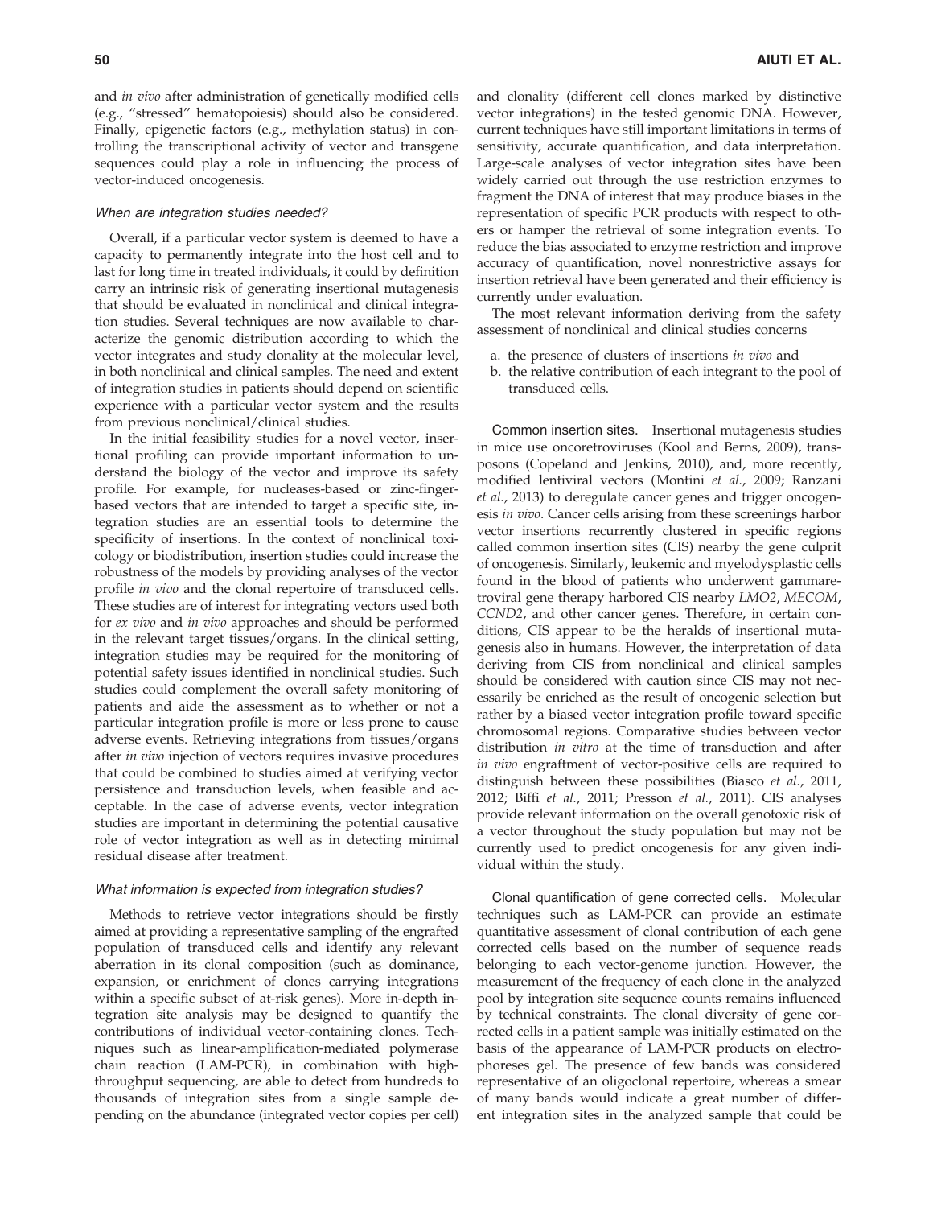and *in vivo* after administration of genetically modified cells (e.g., "stressed" hematopoiesis) should also be considered. Finally, epigenetic factors (e.g., methylation status) in controlling the transcriptional activity of vector and transgene sequences could play a role in influencing the process of vector-induced oncogenesis.

### *When are integration studies needed?*

Overall, if a particular vector system is deemed to have a capacity to permanently integrate into the host cell and to last for long time in treated individuals, it could by definition carry an intrinsic risk of generating insertional mutagenesis that should be evaluated in nonclinical and clinical integration studies. Several techniques are now available to characterize the genomic distribution according to which the vector integrates and study clonality at the molecular level, in both nonclinical and clinical samples. The need and extent of integration studies in patients should depend on scientific experience with a particular vector system and the results from previous nonclinical/clinical studies.

In the initial feasibility studies for a novel vector, insertional profiling can provide important information to understand the biology of the vector and improve its safety profile. For example, for nucleases-based or zinc-finger-based vectors that are intended to target a specific site, integration studies are an essential tools to determine the specificity of insertions. In the context of nonclinical toxicology or biodistribution, insertion studies could increase the robustness of the models by providing analyses of the vector profile *in vivo* and the clonal repertoire of transduced cells. These studies are of interest for integrating vectors used both for *ex vivo* and *in vivo* approaches and should be performed in the relevant target tissues/organs. In the clinical setting, integration studies may be required for the monitoring of potential safety issues identified in nonclinical studies. Such studies could complement the overall safety monitoring of patients and aide the assessment as to whether or not a particular integration profile is more or less prone to cause adverse events. Retrieving integrations from tissues/organs after *in vivo* injection of vectors requires invasive procedures that could be combined to studies aimed at verifying vector persistence and transduction levels, when feasible and acceptable. In the case of adverse events, vector integration studies are important in determining the potential causative role of vector integration as well as in detecting minimal residual disease after treatment.

### *What information is expected from integration studies?*

Methods to retrieve vector integrations should be firstly aimed at providing a representative sampling of the engrafted population of transduced cells and identify any relevant aberration in its clonal composition (such as dominance, expansion, or enrichment of clones carrying integrations within a specific subset of at-risk genes). More in-depth integration site analysis may be designed to quantify the contributions of individual vector-containing clones. Techniques such as linear-amplification-mediated polymerase chain reaction (LAM-PCR), in combination with high-throughput sequencing, are able to detect from hundreds to thousands of integration sites from a single sample depending on the abundance (integrated vector copies per cell) and clonality (different cell clones marked by distinctive vector integrations) in the tested genomic DNA. However, current techniques have still important limitations in terms of sensitivity, accurate quantification, and data interpretation. Large-scale analyses of vector integration sites have been widely carried out through the use restriction enzymes to fragment the DNA of interest that may produce biases in the representation of specific PCR products with respect to others or hamper the retrieval of some integration events. To reduce the bias associated to enzyme restriction and improve accuracy of quantification, novel nonrestrictive assays for insertion retrieval have been generated and their efficiency is currently under evaluation.

The most relevant information deriving from the safety assessment of nonclinical and clinical studies concerns

a. the presence of clusters of insertions *in vivo* and
b. the relative contribution of each integrant to the pool of transduced cells.

#### Common insertion sites.

Insertional mutagenesis studies in mice use oncoretroviruses (Kool and Berns, 2009), transposons (Copeland and Jenkins, 2010), and, more recently, modified lentiviral vectors (Montini *et al.*, 2009; Ranzani *et al.*, 2013) to deregulate cancer genes and trigger oncogenesis *in vivo*. Cancer cells arising from these screenings harbor vector insertions recurrently clustered in specific regions called common insertion sites (CIS) nearby the gene culprit of oncogenesis. Similarly, leukemic and myelodysplastic cells found in the blood of patients who underwent gammaretroviral gene therapy harbored CIS nearby *LMO2*, *MECOM*, *CCND2*, and other cancer genes. Therefore, in certain conditions, CIS appear to be the heralds of insertional mutagenesis also in humans. However, the interpretation of data deriving from CIS from nonclinical and clinical samples should be considered with caution since CIS may not necessarily be enriched as the result of oncogenic selection but rather by a biased vector integration profile toward specific chromosomal regions. Comparative studies between vector distribution *in vitro* at the time of transduction and after *in vivo* engraftment of vector-positive cells are required to distinguish between these possibilities (Biasco *et al.*, 2011, 2012; Biffi *et al.*, 2011; Presson *et al.*, 2011). CIS analyses provide relevant information on the overall genotoxic risk of a vector throughout the study population but may not be currently used to predict oncogenesis for any given individual within the study.

#### Clonal quantification of gene corrected cells.

Molecular techniques such as LAM-PCR can provide an estimate quantitative assessment of clonal contribution of each gene corrected cells based on the number of sequence reads belonging to each vector-genome junction. However, the measurement of the frequency of each clone in the analyzed pool by integration site sequence counts remains influenced by technical constraints. The clonal diversity of gene corrected cells in a patient sample was initially estimated on the basis of the appearance of LAM-PCR products on electrophoreses gel. The presence of few bands was considered representative of an oligoclonal repertoire, whereas a smear of many bands would indicate a great number of different integration sites in the analyzed sample that could be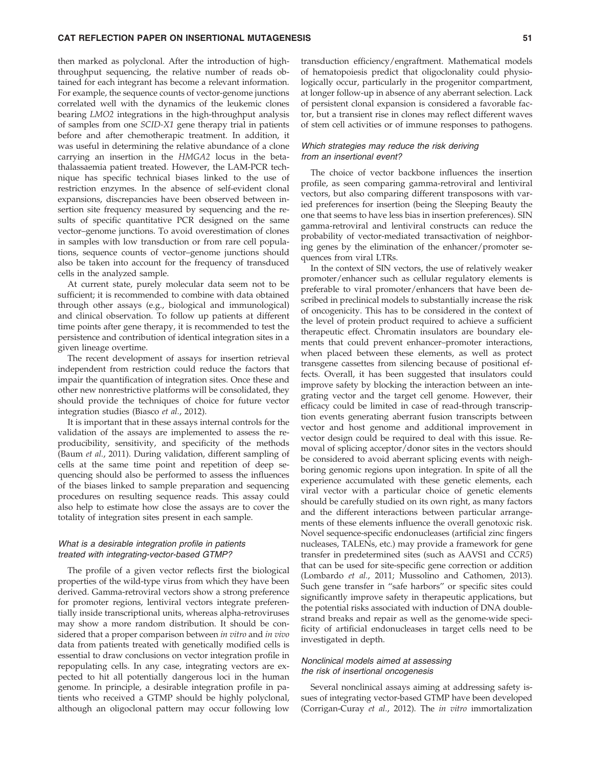then marked as polyclonal. After the introduction of high-throughput sequencing, the relative number of reads obtained for each integrant has become a relevant information. For example, the sequence counts of vector-genome junctions correlated well with the dynamics of the leukemic clones bearing *LMO2* integrations in the high-throughput analysis of samples from one *SCID-X1* gene therapy trial in patients before and after chemotherapic treatment. In addition, it was useful in determining the relative abundance of a clone carrying an insertion in the *HMGA2* locus in the beta-thalassaemia patient treated. However, the LAM-PCR technique has specific technical biases linked to the use of restriction enzymes. In the absence of self-evident clonal expansions, discrepancies have been observed between insertion site frequency measured by sequencing and the results of specific quantitative PCR designed on the same vector–genome junctions. To avoid overestimation of clones in samples with low transduction or from rare cell populations, sequence counts of vector–genome junctions should also be taken into account for the frequency of transduced cells in the analyzed sample.

At current state, purely molecular data seem not to be sufficient; it is recommended to combine with data obtained through other assays (e.g., biological and immunological) and clinical observation. To follow up patients at different time points after gene therapy, it is recommended to test the persistence and contribution of identical integration sites in a given lineage overtime.

The recent development of assays for insertion retrieval independent from restriction could reduce the factors that impair the quantification of integration sites. Once these and other new nonrestrictive platforms will be consolidated, they should provide the techniques of choice for future vector integration studies (Biasco *et al.*, 2012).

It is important that in these assays internal controls for the validation of the assays are implemented to assess the reproducibility, sensitivity, and specificity of the methods (Baum *et al.*, 2011). During validation, different sampling of cells at the same time point and repetition of deep sequencing should also be performed to assess the influences of the biases linked to sample preparation and sequencing procedures on resulting sequence reads. This assay could also help to estimate how close the assays are to cover the totality of integration sites present in each sample.

### *What is a desirable integration profile in patients treated with integrating-vector-based GTMP?*

The profile of a given vector reflects first the biological properties of the wild-type virus from which they have been derived. Gamma-retroviral vectors show a strong preference for promoter regions, lentiviral vectors integrate preferentially inside transcriptional units, whereas alpha-retroviruses may show a more random distribution. It should be considered that a proper comparison between *in vitro* and *in vivo* data from patients treated with genetically modified cells is essential to draw conclusions on vector integration profile in repopulating cells. In any case, integrating vectors are expected to hit all potentially dangerous loci in the human genome. In principle, a desirable integration profile in patients who received a GTMP should be highly polyclonal, although an oligoclonal pattern may occur following low transduction efficiency/engraftment. Mathematical models of hematopoiesis predict that oligoclonality could physiologically occur, particularly in the progenitor compartment, at longer follow-up in absence of any aberrant selection. Lack of persistent clonal expansion is considered a favorable factor, but a transient rise in clones may reflect different waves of stem cell activities or of immune responses to pathogens.

### *Which strategies may reduce the risk deriving from an insertional event?*

The choice of vector backbone influences the insertion profile, as seen comparing gamma-retroviral and lentiviral vectors, but also comparing different transposons with varied preferences for insertion (being the Sleeping Beauty the one that seems to have less bias in insertion preferences). SIN gamma-retroviral and lentiviral constructs can reduce the probability of vector-mediated transactivation of neighboring genes by the elimination of the enhancer/promoter sequences from viral LTRs.

In the context of SIN vectors, the use of relatively weaker promoter/enhancer such as cellular regulatory elements is preferable to viral promoter/enhancers that have been described in preclinical models to substantially increase the risk of oncogenicity. This has to be considered in the context of the level of protein product required to achieve a sufficient therapeutic effect. Chromatin insulators are boundary elements that could prevent enhancer–promoter interactions, when placed between these elements, as well as protect transgene cassettes from silencing because of positional effects. Overall, it has been suggested that insulators could improve safety by blocking the interaction between an integrating vector and the target cell genome. However, their efficacy could be limited in case of read-through transcription events generating aberrant fusion transcripts between vector and host genome and additional improvement in vector design could be required to deal with this issue. Removal of splicing acceptor/donor sites in the vectors should be considered to avoid aberrant splicing events with neighboring genomic regions upon integration. In spite of all the experience accumulated with these genetic elements, each viral vector with a particular choice of genetic elements should be carefully studied on its own right, as many factors and the different interactions between particular arrangements of these elements influence the overall genotoxic risk. Novel sequence-specific endonucleases (artificial zinc fingers nucleases, TALENs, etc.) may provide a framework for gene transfer in predetermined sites (such as AAVS1 and *CCR5*) that can be used for site-specific gene correction or addition (Lombardo *et al.*, 2011; Mussolino and Cathomen, 2013). Such gene transfer in "safe harbors" or specific sites could significantly improve safety in therapeutic applications, but the potential risks associated with induction of DNA double-strand breaks and repair as well as the genome-wide specificity of artificial endonucleases in target cells need to be investigated in depth.

### *Nonclinical models aimed at assessing the risk of insertional oncogenesis*

Several nonclinical assays aiming at addressing safety issues of integrating vector-based GTMP have been developed (Corrigan-Curay *et al.*, 2012). The *in vitro* immortalization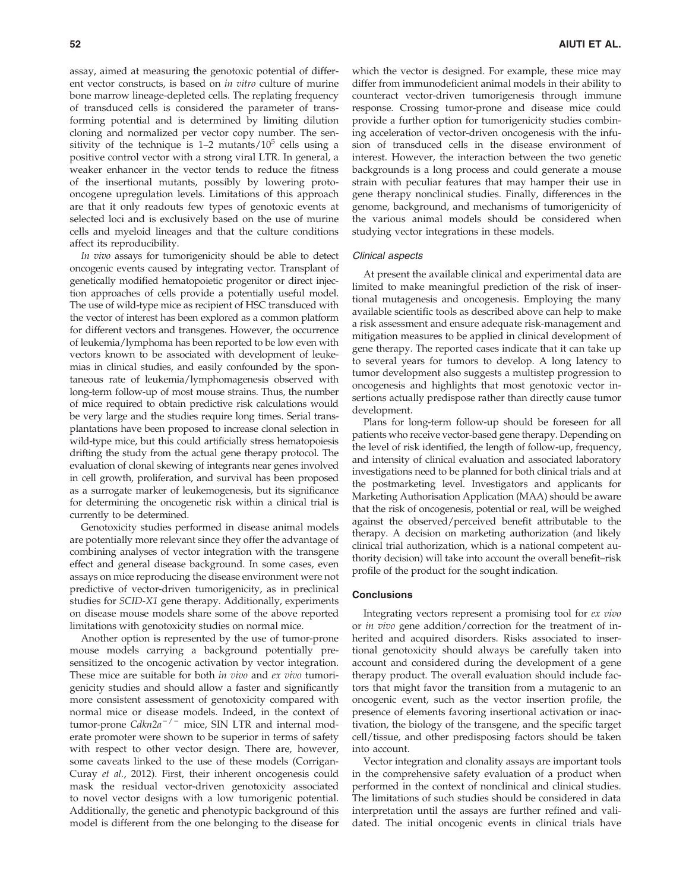assay, aimed at measuring the genotoxic potential of different vector constructs, is based on *in vitro* culture of murine bone marrow lineage-depleted cells. The replating frequency of transduced cells is considered the parameter of transforming potential and is determined by limiting dilution cloning and normalized per vector copy number. The sensitivity of the technique is 1–2 mutants/$10^5$ cells using a positive control vector with a strong viral LTR. In general, a weaker enhancer in the vector tends to reduce the fitness of the insertional mutants, possibly by lowering proto-oncogene upregulation levels. Limitations of this approach are that it only readouts few types of genotoxic events at selected loci and is exclusively based on the use of murine cells and myeloid lineages and that the culture conditions affect its reproducibility.

*In vivo* assays for tumorigenicity should be able to detect oncogenic events caused by integrating vector. Transplant of genetically modified hematopoietic progenitor or direct injection approaches of cells provide a potentially useful model. The use of wild-type mice as recipient of HSC transduced with the vector of interest has been explored as a common platform for different vectors and transgenes. However, the occurrence of leukemia/lymphoma has been reported to be low even with vectors known to be associated with development of leukemias in clinical studies, and easily confounded by the spontaneous rate of leukemia/lymphomagenesis observed with long-term follow-up of most mouse strains. Thus, the number of mice required to obtain predictive risk calculations would be very large and the studies require long times. Serial transplantations have been proposed to increase clonal selection in wild-type mice, but this could artificially stress hematopoiesis drifting the study from the actual gene therapy protocol. The evaluation of clonal skewing of integrants near genes involved in cell growth, proliferation, and survival has been proposed as a surrogate marker of leukemogenesis, but its significance for determining the oncogenetic risk within a clinical trial is currently to be determined.

Genotoxicity studies performed in disease animal models are potentially more relevant since they offer the advantage of combining analyses of vector integration with the transgene effect and general disease background. In some cases, even assays on mice reproducing the disease environment were not predictive of vector-driven tumorigenicity, as in preclinical studies for *SCID-X1* gene therapy. Additionally, experiments on disease mouse models share some of the above reported limitations with genotoxicity studies on normal mice.

Another option is represented by the use of tumor-prone mouse models carrying a background potentially presensitized to the oncogenic activation by vector integration. These mice are suitable for both *in vivo* and *ex vivo* tumorigenicity studies and should allow a faster and significantly more consistent assessment of genotoxicity compared with normal mice or disease models. Indeed, in the context of tumor-prone *Cdkn2a*$^{-/-}$ mice, SIN LTR and internal moderate promoter were shown to be superior in terms of safety with respect to other vector design. There are, however, some caveats linked to the use of these models (Corrigan-Curay *et al.*, 2012). First, their inherent oncogenesis could mask the residual vector-driven genotoxicity associated to novel vector designs with a low tumorigenic potential. Additionally, the genetic and phenotypic background of this model is different from the one belonging to the disease for which the vector is designed. For example, these mice may differ from immunodeficient animal models in their ability to counteract vector-driven tumorigenesis through immune response. Crossing tumor-prone and disease mice could provide a further option for tumorigenicity studies combining acceleration of vector-driven oncogenesis with the infusion of transduced cells in the disease environment of interest. However, the interaction between the two genetic backgrounds is a long process and could generate a mouse strain with peculiar features that may hamper their use in gene therapy nonclinical studies. Finally, differences in the genome, background, and mechanisms of tumorigenicity of the various animal models should be considered when studying vector integrations in these models.

#### Clinical aspects

At present the available clinical and experimental data are limited to make meaningful prediction of the risk of insertional mutagenesis and oncogenesis. Employing the many available scientific tools as described above can help to make a risk assessment and ensure adequate risk-management and mitigation measures to be applied in clinical development of gene therapy. The reported cases indicate that it can take up to several years for tumors to develop. A long latency to tumor development also suggests a multistep progression to oncogenesis and highlights that most genotoxic vector insertions actually predispose rather than directly cause tumor development.

Plans for long-term follow-up should be foreseen for all patients who receive vector-based gene therapy. Depending on the level of risk identified, the length of follow-up, frequency, and intensity of clinical evaluation and associated laboratory investigations need to be planned for both clinical trials and at the postmarketing level. Investigators and applicants for Marketing Authorisation Application (MAA) should be aware that the risk of oncogenesis, potential or real, will be weighed against the observed/perceived benefit attributable to the therapy. A decision on marketing authorization (and likely clinical trial authorization, which is a national competent authority decision) will take into account the overall benefit–risk profile of the product for the sought indication.

### Conclusions

Integrating vectors represent a promising tool for *ex vivo* or *in vivo* gene addition/correction for the treatment of inherited and acquired disorders. Risks associated to insertional genotoxicity should always be carefully taken into account and considered during the development of a gene therapy product. The overall evaluation should include factors that might favor the transition from a mutagenic to an oncogenic event, such as the vector insertion profile, the presence of elements favoring insertional activation or inactivation, the biology of the transgene, and the specific target cell/tissue, and other predisposing factors should be taken into account.

Vector integration and clonality assays are important tools in the comprehensive safety evaluation of a product when performed in the context of nonclinical and clinical studies. The limitations of such studies should be considered in data interpretation until the assays are further refined and validated. The initial oncogenic events in clinical trials have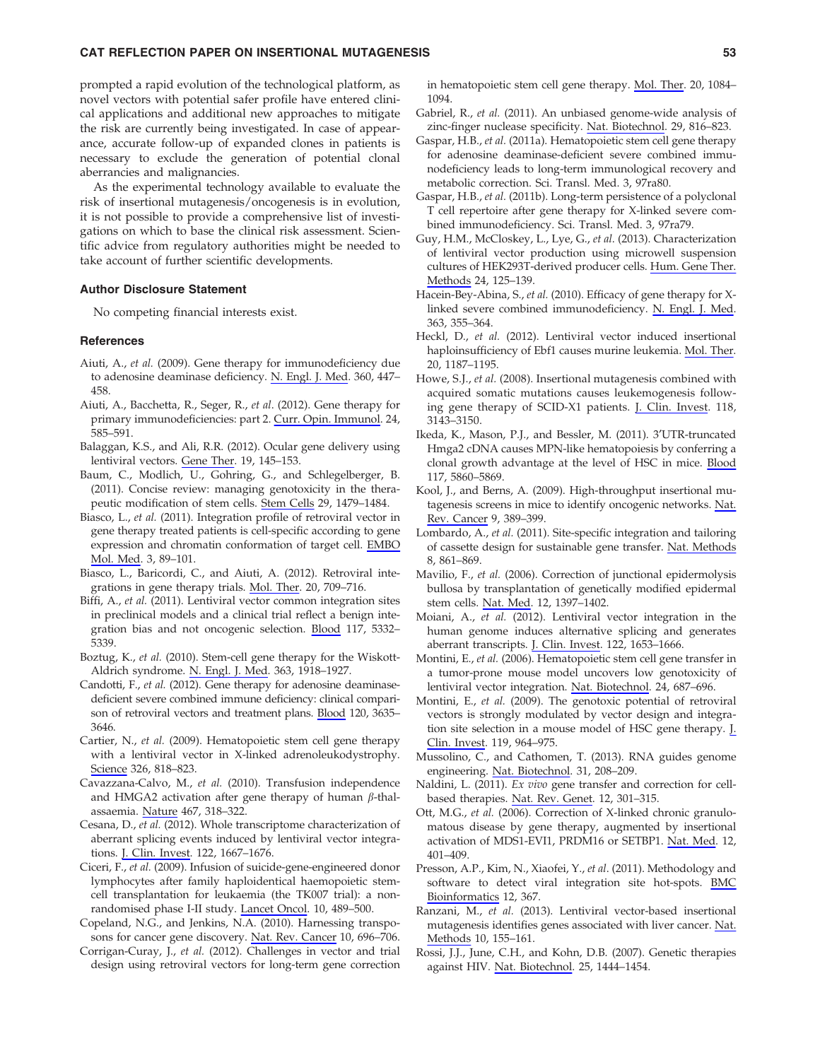prompted a rapid evolution of the technological platform, as novel vectors with potential safer profile have entered clinical applications and additional new approaches to mitigate the risk are currently being investigated. In case of appearance, accurate follow-up of expanded clones in patients is necessary to exclude the generation of potential clonal aberrancies and malignancies.

As the experimental technology available to evaluate the risk of insertional mutagenesis/oncogenesis is in evolution, it is not possible to provide a comprehensive list of investigations on which to base the clinical risk assessment. Scientific advice from regulatory authorities might be needed to take account of further scientific developments.

### Author Disclosure Statement

No competing financial interests exist.

### References

Aiuti, A., *et al.* (2009). Gene therapy for immunodeficiency due to adenosine deaminase deficiency. N. Engl. J. Med. 360, 447–458.

Aiuti, A., Bacchetta, R., Seger, R., *et al.* (2012). Gene therapy for primary immunodeficiencies: part 2. Curr. Opin. Immunol. 24, 585–591.

Balaggan, K.S., and Ali, R.R. (2012). Ocular gene delivery using lentiviral vectors. Gene Ther. 19, 145–153.

Baum, C., Modlich, U., Gohring, G., and Schlegelberger, B. (2011). Concise review: managing genotoxicity in the therapeutic modification of stem cells. Stem Cells 29, 1479–1484.

Biasco, L., *et al.* (2011). Integration profile of retroviral vector in gene therapy treated patients is cell-specific according to gene expression and chromatin conformation of target cell. EMBO Mol. Med. 3, 89–101.

Biasco, L., Baricordi, C., and Aiuti, A. (2012). Retroviral integrations in gene therapy trials. Mol. Ther. 20, 709–716.

Biffi, A., *et al.* (2011). Lentiviral vector common integration sites in preclinical models and a clinical trial reflect a benign integration bias and not oncogenic selection. Blood 117, 5332–5339.

Boztug, K., *et al.* (2010). Stem-cell gene therapy for the Wiskott-Aldrich syndrome. N. Engl. J. Med. 363, 1918–1927.

Candotti, F., *et al.* (2012). Gene therapy for adenosine deaminase-deficient severe combined immune deficiency: clinical comparison of retroviral vectors and treatment plans. Blood 120, 3635–3646.

Cartier, N., *et al.* (2009). Hematopoietic stem cell gene therapy with a lentiviral vector in X-linked adrenoleukodystrophy. Science 326, 818–823.

Cavazzana-Calvo, M., *et al.* (2010). Transfusion independence and HMGA2 activation after gene therapy of human β-thalassaemia. Nature 467, 318–322.

Cesana, D., *et al.* (2012). Whole transcriptome characterization of aberrant splicing events induced by lentiviral vector integrations. J. Clin. Invest. 122, 1667–1676.

Ciceri, F., *et al.* (2009). Infusion of suicide-gene-engineered donor lymphocytes after family haploidentical haemopoietic stem-cell transplantation for leukaemia (the TK007 trial): a non-randomised phase I-II study. Lancet Oncol. 10, 489–500.

Copeland, N.G., and Jenkins, N.A. (2010). Harnessing transposons for cancer gene discovery. Nat. Rev. Cancer 10, 696–706.

Corrigan-Curay, J., *et al.* (2012). Challenges in vector and trial design using retroviral vectors for long-term gene correction in hematopoietic stem cell gene therapy. Mol. Ther. 20, 1084–1094.

Gabriel, R., *et al.* (2011). An unbiased genome-wide analysis of zinc-finger nuclease specificity. Nat. Biotechnol. 29, 816–823.

Gaspar, H.B., *et al.* (2011a). Hematopoietic stem cell gene therapy for adenosine deaminase-deficient severe combined immunodeficiency leads to long-term immunological recovery and metabolic correction. Sci. Transl. Med. 3, 97ra80.

Gaspar, H.B., *et al.* (2011b). Long-term persistence of a polyclonal T cell repertoire after gene therapy for X-linked severe combined immunodeficiency. Sci. Transl. Med. 3, 97ra79.

Guy, H.M., McCloskey, L., Lye, G., *et al.* (2013). Characterization of lentiviral vector production using microwell suspension cultures of HEK293T-derived producer cells. Hum. Gene Ther. Methods 24, 125–139.

Hacein-Bey-Abina, S., *et al.* (2010). Efficacy of gene therapy for X-linked severe combined immunodeficiency. N. Engl. J. Med. 363, 355–364.

Heckl, D., *et al.* (2012). Lentiviral vector induced insertional haploinsufficiency of Ebf1 causes murine leukemia. Mol. Ther. 20, 1187–1195.

Howe, S.J., *et al.* (2008). Insertional mutagenesis combined with acquired somatic mutations causes leukemogenesis following gene therapy of SCID-X1 patients. J. Clin. Invest. 118, 3143–3150.

Ikeda, K., Mason, P.J., and Bessler, M. (2011). 3′UTR-truncated Hmga2 cDNA causes MPN-like hematopoiesis by conferring a clonal growth advantage at the level of HSC in mice. Blood 117, 5860–5869.

Kool, J., and Berns, A. (2009). High-throughput insertional mutagenesis screens in mice to identify oncogenic networks. Nat. Rev. Cancer 9, 389–399.

Lombardo, A., *et al.* (2011). Site-specific integration and tailoring of cassette design for sustainable gene transfer. Nat. Methods 8, 861–869.

Mavilio, F., *et al.* (2006). Correction of junctional epidermolysis bullosa by transplantation of genetically modified epidermal stem cells. Nat. Med. 12, 1397–1402.

Moiani, A., *et al.* (2012). Lentiviral vector integration in the human genome induces alternative splicing and generates aberrant transcripts. J. Clin. Invest. 122, 1653–1666.

Montini, E., *et al.* (2006). Hematopoietic stem cell gene transfer in a tumor-prone mouse model uncovers low genotoxicity of lentiviral vector integration. Nat. Biotechnol. 24, 687–696.

Montini, E., *et al.* (2009). The genotoxic potential of retroviral vectors is strongly modulated by vector design and integration site selection in a mouse model of HSC gene therapy. J. Clin. Invest. 119, 964–975.

Mussolino, C., and Cathomen, T. (2013). RNA guides genome engineering. Nat. Biotechnol. 31, 208–209.

Naldini, L. (2011). *Ex vivo* gene transfer and correction for cell-based therapies. Nat. Rev. Genet. 12, 301–315.

Ott, M.G., *et al.* (2006). Correction of X-linked chronic granulomatous disease by gene therapy, augmented by insertional activation of MDS1-EVI1, PRDM16 or SETBP1. Nat. Med. 12, 401–409.

Presson, A.P., Kim, N., Xiaofei, Y., *et al.* (2011). Methodology and software to detect viral integration site hot-spots. BMC Bioinformatics 12, 367.

Ranzani, M., *et al.* (2013). Lentiviral vector-based insertional mutagenesis identifies genes associated with liver cancer. Nat. Methods 10, 155–161.

Rossi, J.J., June, C.H., and Kohn, D.B. (2007). Genetic therapies against HIV. Nat. Biotechnol. 25, 1444–1454.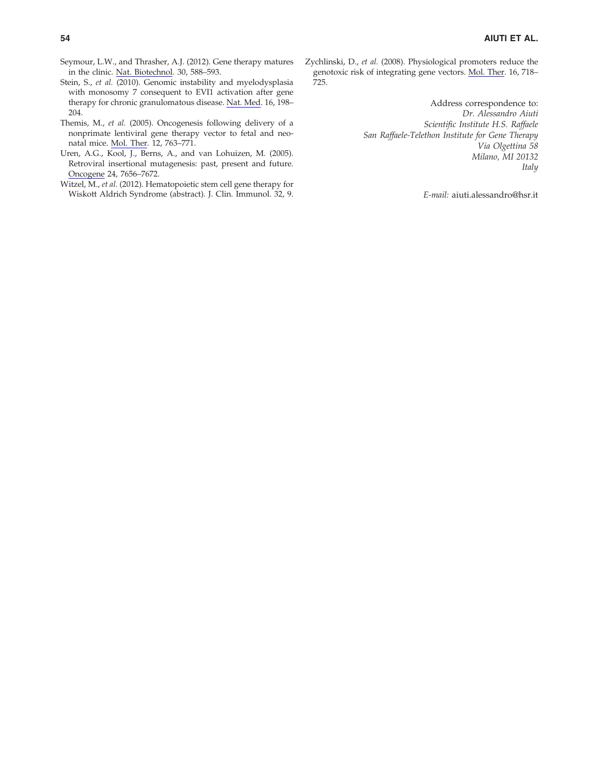Seymour, L.W., and Thrasher, A.J. (2012). Gene therapy matures in the clinic. Nat. Biotechnol. 30, 588–593.

Stein, S., *et al.* (2010). Genomic instability and myelodysplasia with monosomy 7 consequent to EVI1 activation after gene therapy for chronic granulomatous disease. Nat. Med. 16, 198–204.

Themis, M., *et al.* (2005). Oncogenesis following delivery of a nonprimate lentiviral gene therapy vector to fetal and neonatal mice. Mol. Ther. 12, 763–771.

Uren, A.G., Kool, J., Berns, A., and van Lohuizen, M. (2005). Retroviral insertional mutagenesis: past, present and future. Oncogene 24, 7656–7672.

Witzel, M., *et al.* (2012). Hematopoietic stem cell gene therapy for Wiskott Aldrich Syndrome (abstract). J. Clin. Immunol. 32, 9.

Zychlinski, D., *et al.* (2008). Physiological promoters reduce the genotoxic risk of integrating gene vectors. Mol. Ther. 16, 718–725.

Address correspondence to:
*Dr. Alessandro Aiuti*
*Scientific Institute H.S. Raffaele*
*San Raffaele-Telethon Institute for Gene Therapy*
*Via Olgettina 58*
*Milano, MI 20132*
*Italy*

*E-mail:* aiuti.alessandro@hsr.it